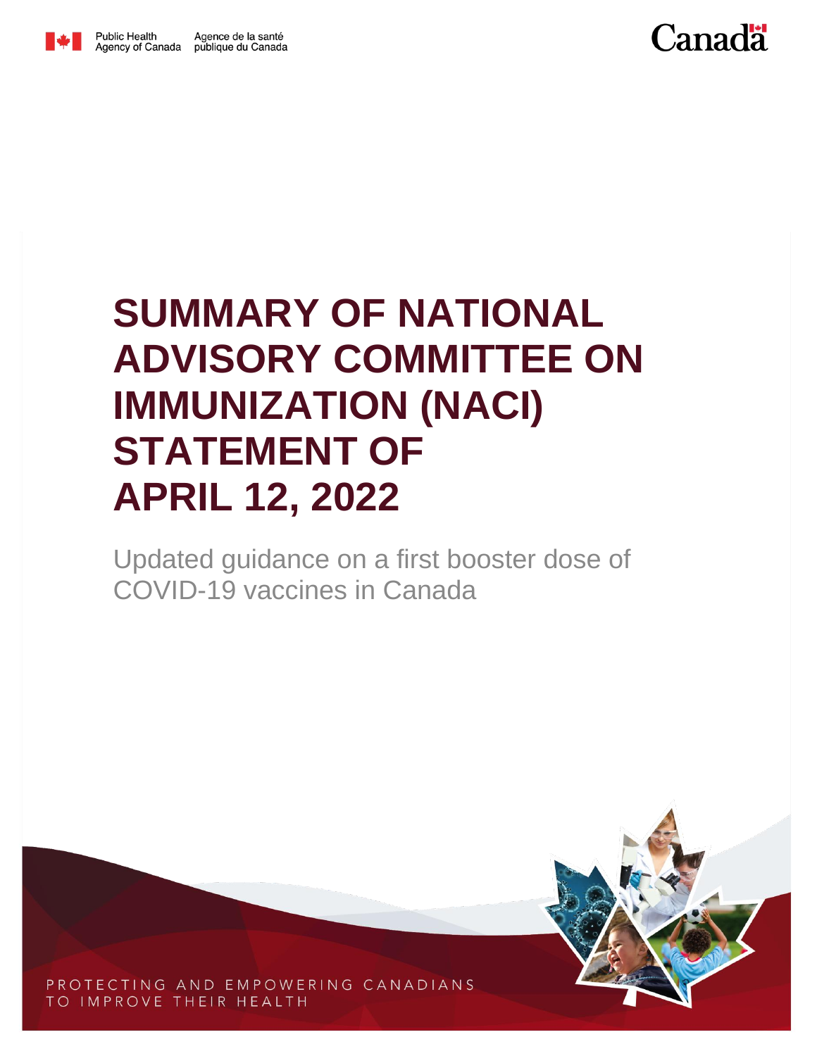Public Health Agency of Canada | Agence de la santé publique du Canada

# SUMMARY OF NATIONAL ADVISORY COMMITTEE ON IMMUNIZATION (NACI) STATEMENT OF APRIL 12, 2022

Updated guidance on a first booster dose of COVID-19 vaccines in Canada

PROTECTING AND EMPOWERING CANADIANS TO IMPROVE THEIR HEALTH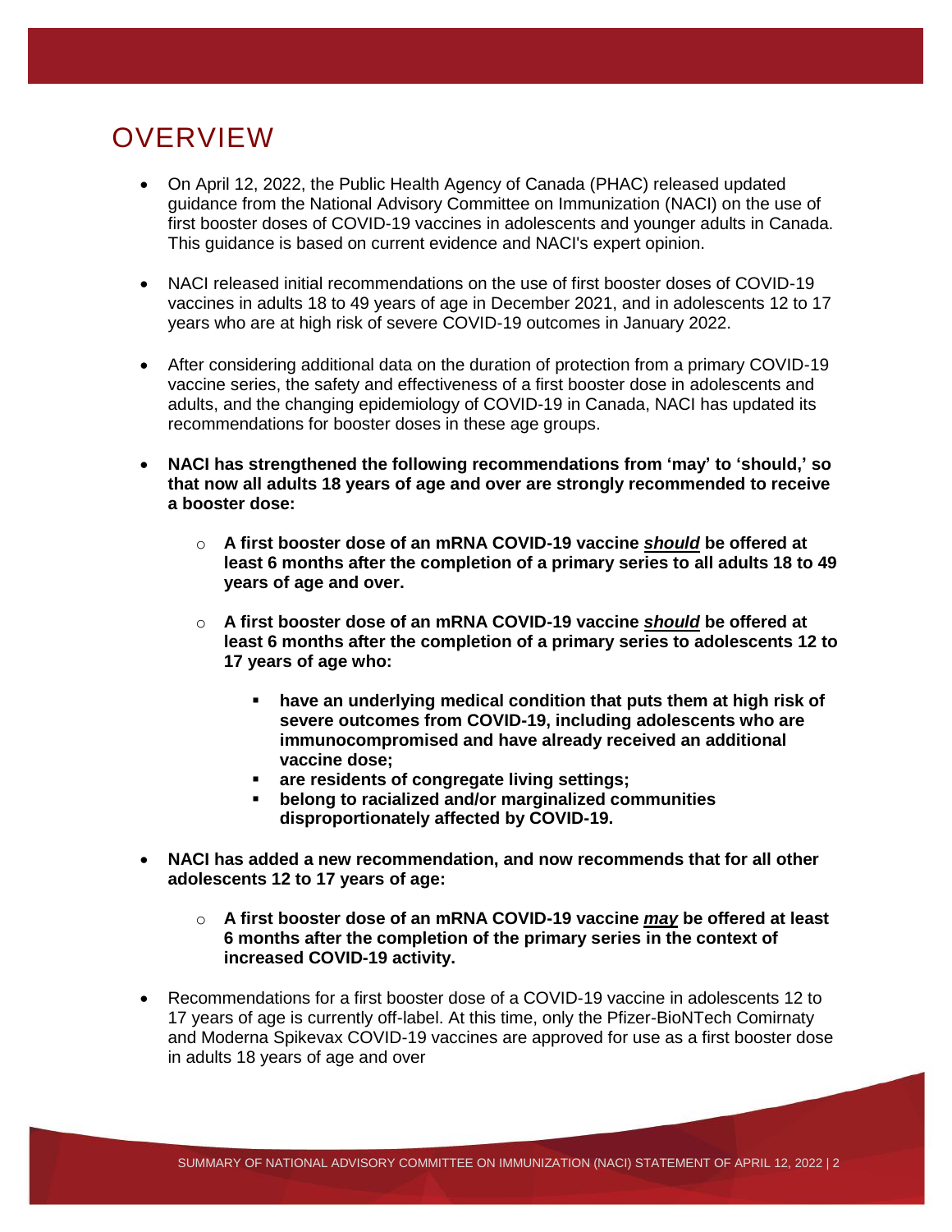# OVERVIEW

- On April 12, 2022, the Public Health Agency of Canada (PHAC) released updated guidance from the National Advisory Committee on Immunization (NACI) on the use of first booster doses of COVID-19 vaccines in adolescents and younger adults in Canada. This guidance is based on current evidence and NACI's expert opinion.

- NACI released initial recommendations on the use of first booster doses of COVID-19 vaccines in adults 18 to 49 years of age in December 2021, and in adolescents 12 to 17 years who are at high risk of severe COVID-19 outcomes in January 2022.

- After considering additional data on the duration of protection from a primary COVID-19 vaccine series, the safety and effectiveness of a first booster dose in adolescents and adults, and the changing epidemiology of COVID-19 in Canada, NACI has updated its recommendations for booster doses in these age groups.

- **NACI has strengthened the following recommendations from 'may' to 'should,' so that now all adults 18 years of age and over are strongly recommended to receive a booster dose:**

  - **A first booster dose of an mRNA COVID-19 vaccine *should* be offered at least 6 months after the completion of a primary series to all adults 18 to 49 years of age and over.**

  - **A first booster dose of an mRNA COVID-19 vaccine *should* be offered at least 6 months after the completion of a primary series to adolescents 12 to 17 years of age who:**

    - **have an underlying medical condition that puts them at high risk of severe outcomes from COVID-19, including adolescents who are immunocompromised and have already received an additional vaccine dose;**
    - **are residents of congregate living settings;**
    - **belong to racialized and/or marginalized communities disproportionately affected by COVID-19.**

- **NACI has added a new recommendation, and now recommends that for all other adolescents 12 to 17 years of age:**

  - **A first booster dose of an mRNA COVID-19 vaccine *may* be offered at least 6 months after the completion of the primary series in the context of increased COVID-19 activity.**

- Recommendations for a first booster dose of a COVID-19 vaccine in adolescents 12 to 17 years of age is currently off-label. At this time, only the Pfizer-BioNTech Comirnaty and Moderna Spikevax COVID-19 vaccines are approved for use as a first booster dose in adults 18 years of age and over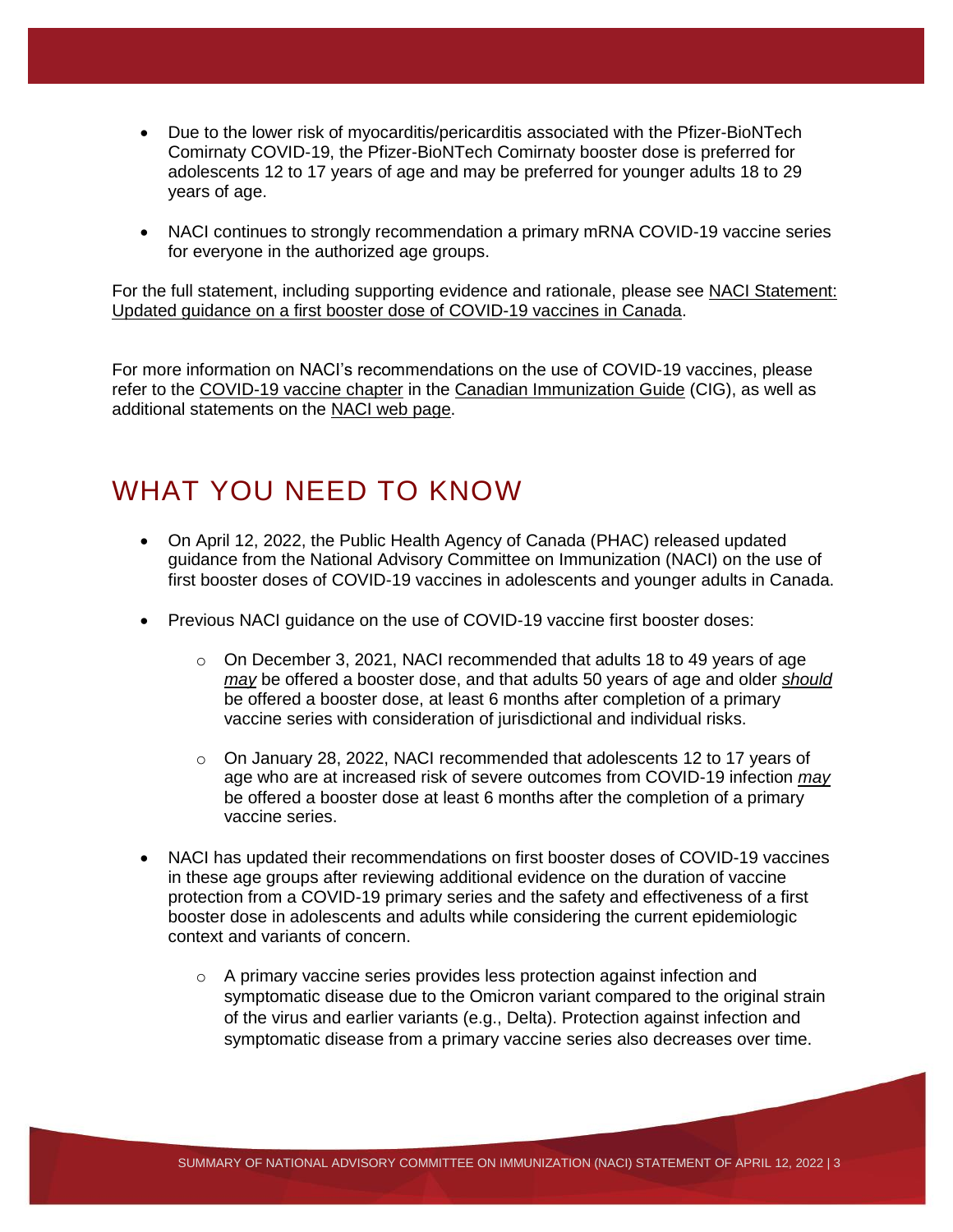- Due to the lower risk of myocarditis/pericarditis associated with the Pfizer-BioNTech Comirnaty COVID-19, the Pfizer-BioNTech Comirnaty booster dose is preferred for adolescents 12 to 17 years of age and may be preferred for younger adults 18 to 29 years of age.

- NACI continues to strongly recommendation a primary mRNA COVID-19 vaccine series for everyone in the authorized age groups.

For the full statement, including supporting evidence and rationale, please see NACI Statement: Updated guidance on a first booster dose of COVID-19 vaccines in Canada.

For more information on NACI's recommendations on the use of COVID-19 vaccines, please refer to the COVID-19 vaccine chapter in the Canadian Immunization Guide (CIG), as well as additional statements on the NACI web page.

## WHAT YOU NEED TO KNOW

- On April 12, 2022, the Public Health Agency of Canada (PHAC) released updated guidance from the National Advisory Committee on Immunization (NACI) on the use of first booster doses of COVID-19 vaccines in adolescents and younger adults in Canada.

- Previous NACI guidance on the use of COVID-19 vaccine first booster doses:

  - On December 3, 2021, NACI recommended that adults 18 to 49 years of age *may* be offered a booster dose, and that adults 50 years of age and older *should* be offered a booster dose, at least 6 months after completion of a primary vaccine series with consideration of jurisdictional and individual risks.

  - On January 28, 2022, NACI recommended that adolescents 12 to 17 years of age who are at increased risk of severe outcomes from COVID-19 infection *may* be offered a booster dose at least 6 months after the completion of a primary vaccine series.

- NACI has updated their recommendations on first booster doses of COVID-19 vaccines in these age groups after reviewing additional evidence on the duration of vaccine protection from a COVID-19 primary series and the safety and effectiveness of a first booster dose in adolescents and adults while considering the current epidemiologic context and variants of concern.

  - A primary vaccine series provides less protection against infection and symptomatic disease due to the Omicron variant compared to the original strain of the virus and earlier variants (e.g., Delta). Protection against infection and symptomatic disease from a primary vaccine series also decreases over time.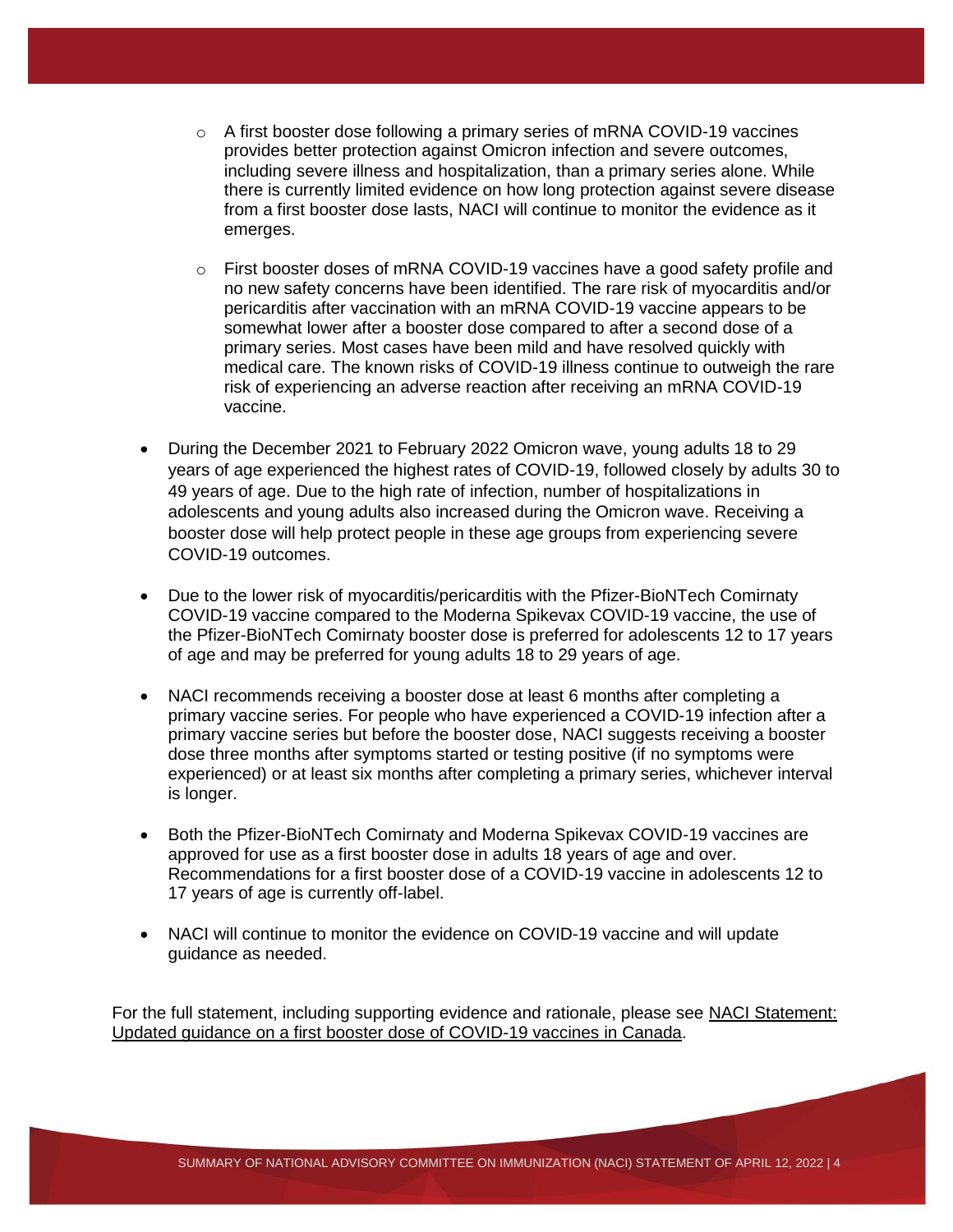- A first booster dose following a primary series of mRNA COVID-19 vaccines provides better protection against Omicron infection and severe outcomes, including severe illness and hospitalization, than a primary series alone. While there is currently limited evidence on how long protection against severe disease from a first booster dose lasts, NACI will continue to monitor the evidence as it emerges.
  - First booster doses of mRNA COVID-19 vaccines have a good safety profile and no new safety concerns have been identified. The rare risk of myocarditis and/or pericarditis after vaccination with an mRNA COVID-19 vaccine appears to be somewhat lower after a booster dose compared to after a second dose of a primary series. Most cases have been mild and have resolved quickly with medical care. The known risks of COVID-19 illness continue to outweigh the rare risk of experiencing an adverse reaction after receiving an mRNA COVID-19 vaccine.

- During the December 2021 to February 2022 Omicron wave, young adults 18 to 29 years of age experienced the highest rates of COVID-19, followed closely by adults 30 to 49 years of age. Due to the high rate of infection, number of hospitalizations in adolescents and young adults also increased during the Omicron wave. Receiving a booster dose will help protect people in these age groups from experiencing severe COVID-19 outcomes.

- Due to the lower risk of myocarditis/pericarditis with the Pfizer-BioNTech Comirnaty COVID-19 vaccine compared to the Moderna Spikevax COVID-19 vaccine, the use of the Pfizer-BioNTech Comirnaty booster dose is preferred for adolescents 12 to 17 years of age and may be preferred for young adults 18 to 29 years of age.

- NACI recommends receiving a booster dose at least 6 months after completing a primary vaccine series. For people who have experienced a COVID-19 infection after a primary vaccine series but before the booster dose, NACI suggests receiving a booster dose three months after symptoms started or testing positive (if no symptoms were experienced) or at least six months after completing a primary series, whichever interval is longer.

- Both the Pfizer-BioNTech Comirnaty and Moderna Spikevax COVID-19 vaccines are approved for use as a first booster dose in adults 18 years of age and over. Recommendations for a first booster dose of a COVID-19 vaccine in adolescents 12 to 17 years of age is currently off-label.

- NACI will continue to monitor the evidence on COVID-19 vaccine and will update guidance as needed.

For the full statement, including supporting evidence and rationale, please see NACI Statement: Updated guidance on a first booster dose of COVID-19 vaccines in Canada.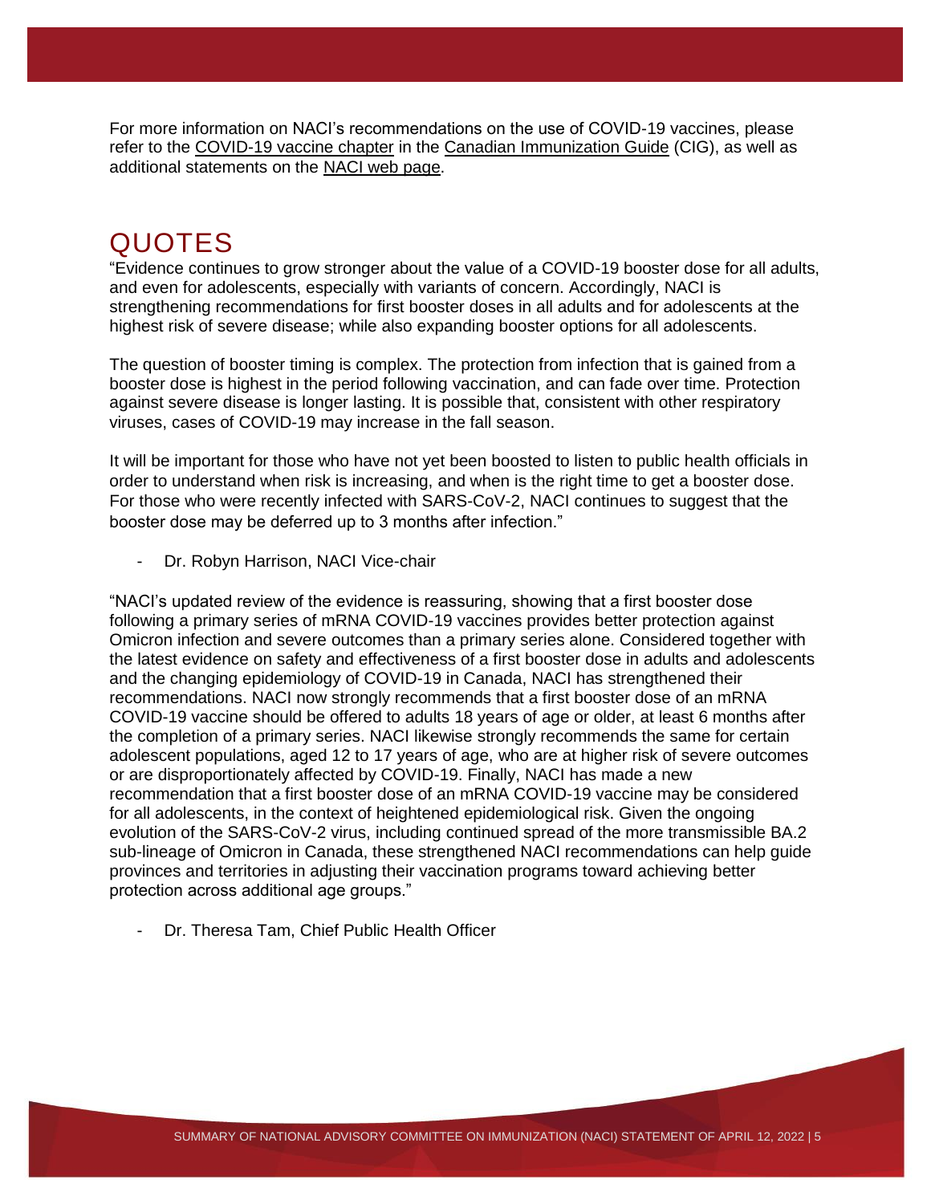For more information on NACI's recommendations on the use of COVID-19 vaccines, please refer to the COVID-19 vaccine chapter in the Canadian Immunization Guide (CIG), as well as additional statements on the NACI web page.

# QUOTES

"Evidence continues to grow stronger about the value of a COVID-19 booster dose for all adults, and even for adolescents, especially with variants of concern. Accordingly, NACI is strengthening recommendations for first booster doses in all adults and for adolescents at the highest risk of severe disease; while also expanding booster options for all adolescents.

The question of booster timing is complex. The protection from infection that is gained from a booster dose is highest in the period following vaccination, and can fade over time. Protection against severe disease is longer lasting. It is possible that, consistent with other respiratory viruses, cases of COVID-19 may increase in the fall season.

It will be important for those who have not yet been boosted to listen to public health officials in order to understand when risk is increasing, and when is the right time to get a booster dose. For those who were recently infected with SARS-CoV-2, NACI continues to suggest that the booster dose may be deferred up to 3 months after infection."

- Dr. Robyn Harrison, NACI Vice-chair

"NACI's updated review of the evidence is reassuring, showing that a first booster dose following a primary series of mRNA COVID-19 vaccines provides better protection against Omicron infection and severe outcomes than a primary series alone. Considered together with the latest evidence on safety and effectiveness of a first booster dose in adults and adolescents and the changing epidemiology of COVID-19 in Canada, NACI has strengthened their recommendations. NACI now strongly recommends that a first booster dose of an mRNA COVID-19 vaccine should be offered to adults 18 years of age or older, at least 6 months after the completion of a primary series. NACI likewise strongly recommends the same for certain adolescent populations, aged 12 to 17 years of age, who are at higher risk of severe outcomes or are disproportionately affected by COVID-19. Finally, NACI has made a new recommendation that a first booster dose of an mRNA COVID-19 vaccine may be considered for all adolescents, in the context of heightened epidemiological risk. Given the ongoing evolution of the SARS-CoV-2 virus, including continued spread of the more transmissible BA.2 sub-lineage of Omicron in Canada, these strengthened NACI recommendations can help guide provinces and territories in adjusting their vaccination programs toward achieving better protection across additional age groups."

- Dr. Theresa Tam, Chief Public Health Officer